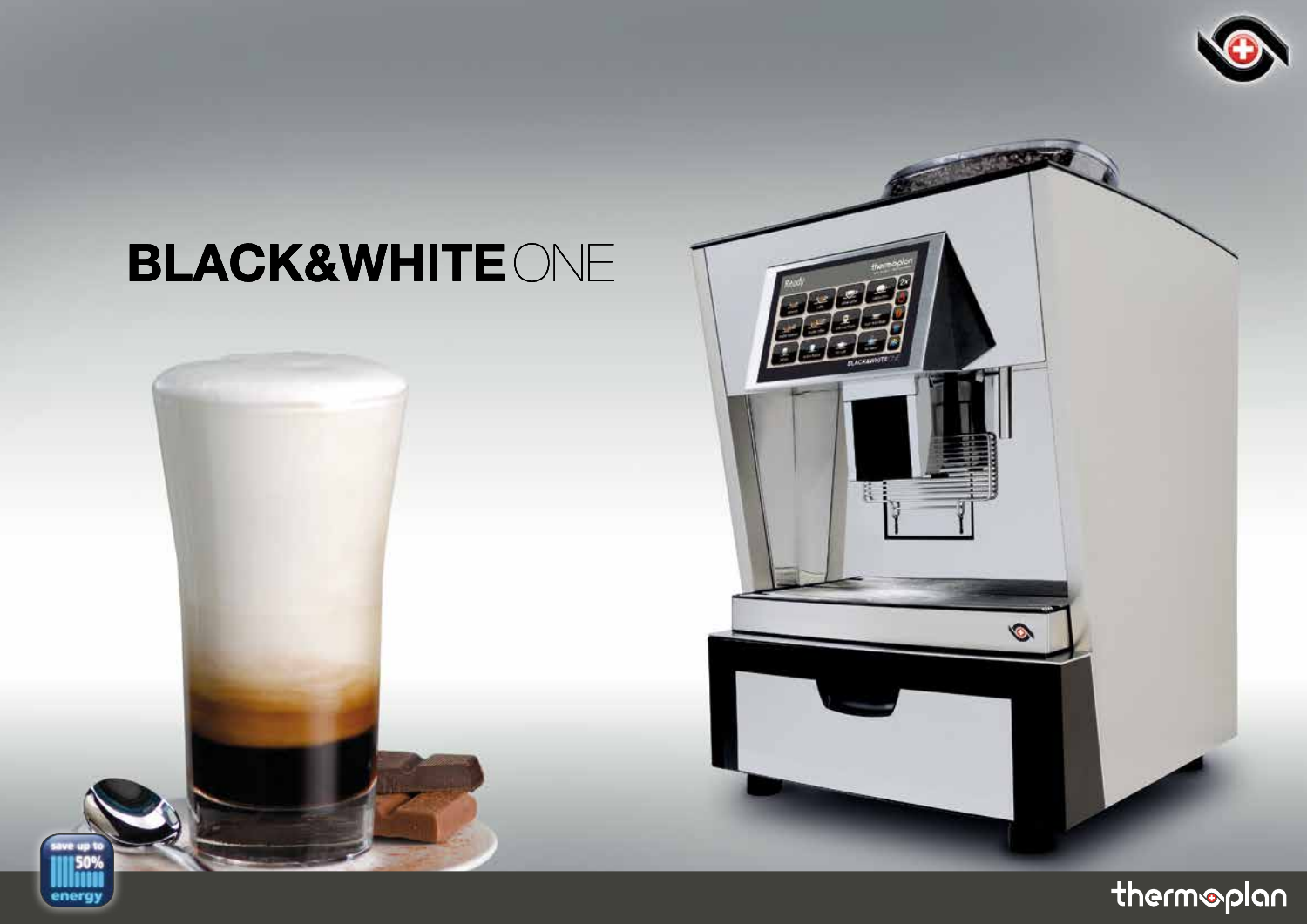# BLACK&WHITE ONE

save up to 50% energy

thermoplan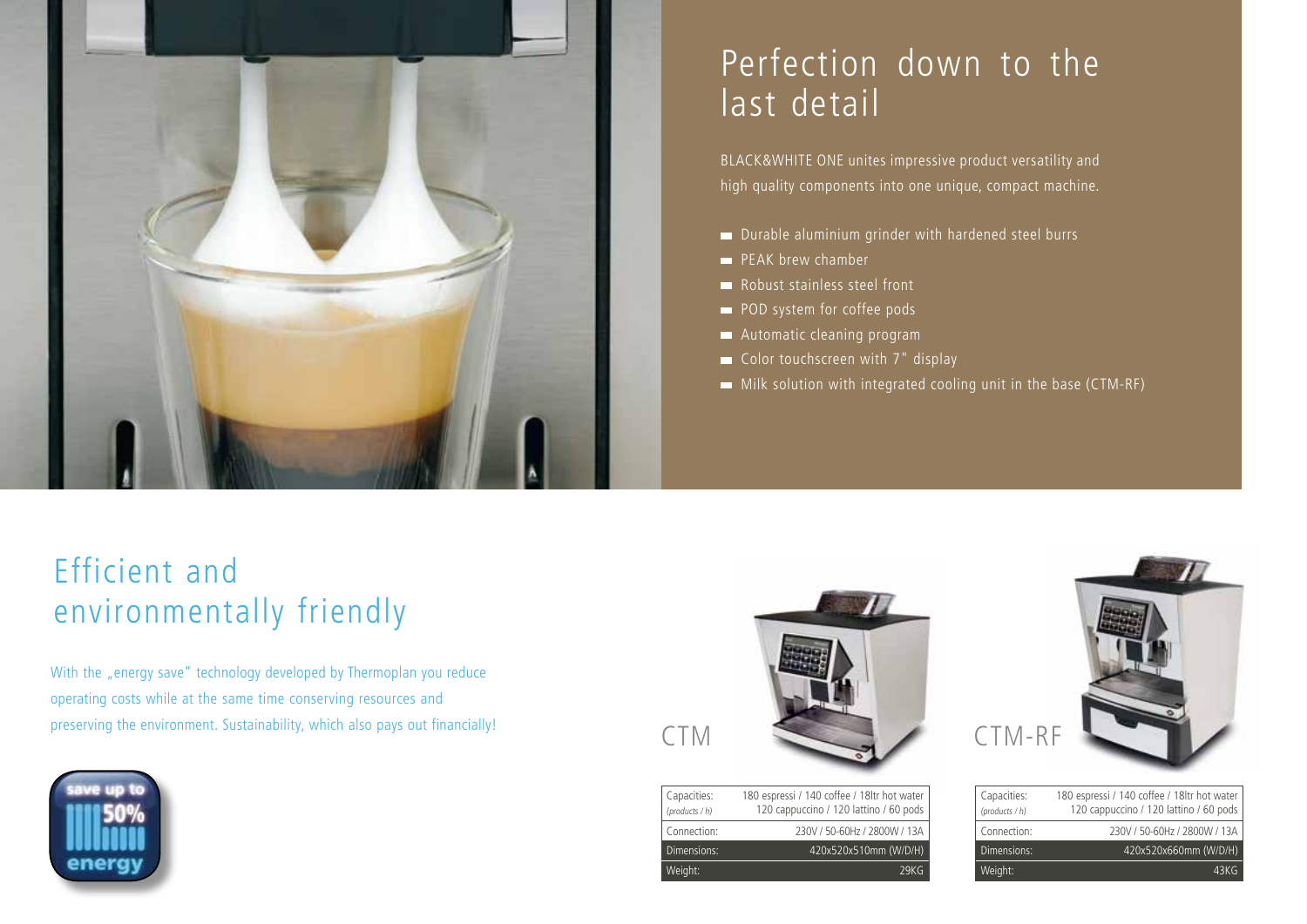# Perfection down to the last detail

BLACK&WHITE ONE unites impressive product versatility and high quality components into one unique, compact machine.

- Durable aluminium grinder with hardened steel burrs
- PEAK brew chamber
- Robust stainless steel front
- POD system for coffee pods
- Automatic cleaning program
- Color touchscreen with 7" display
- Milk solution with integrated cooling unit in the base (CTM-RF)

# Efficient and environmentally friendly

With the „energy save" technology developed by Thermoplan you reduce operating costs while at the same time conserving resources and preserving the environment. Sustainability, which also pays out financially!

save up to 50% energy

## CTM

| | |
|---|---|
| Capacities: *(products / h)* | 180 espressi / 140 coffee / 18ltr hot water 120 cappuccino / 120 lattino / 60 pods |
| Connection: | 230V / 50-60Hz / 2800W / 13A |
| Dimensions: | 420x520x510mm (W/D/H) |
| Weight: | 29KG |

## CTM-RF

| | |
|---|---|
| Capacities: *(products / h)* | 180 espressi / 140 coffee / 18ltr hot water 120 cappuccino / 120 lattino / 60 pods |
| Connection: | 230V / 50-60Hz / 2800W / 13A |
| Dimensions: | 420x520x660mm (W/D/H) |
| Weight: | 43KG |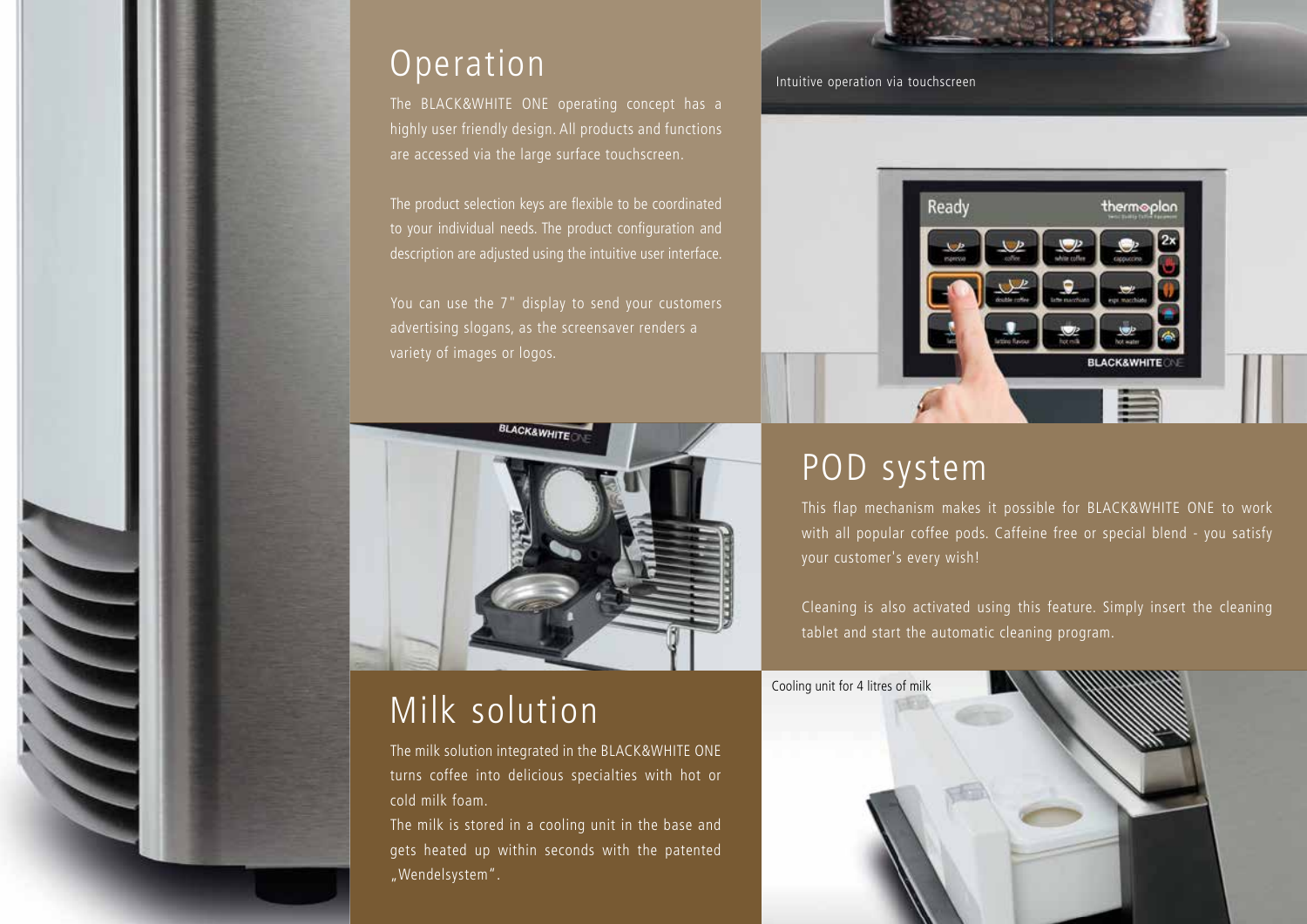## Operation

The BLACK&WHITE ONE operating concept has a highly user friendly design. All products and functions are accessed via the large surface touchscreen.

The product selection keys are flexible to be coordinated to your individual needs. The product configuration and description are adjusted using the intuitive user interface.

You can use the 7" display to send your customers advertising slogans, as the screensaver renders a variety of images or logos.

Intuitive operation via touchscreen

## POD system

This flap mechanism makes it possible for BLACK&WHITE ONE to work with all popular coffee pods. Caffeine free or special blend - you satisfy your customer's every wish!

Cleaning is also activated using this feature. Simply insert the cleaning tablet and start the automatic cleaning program.

## Milk solution

The milk solution integrated in the BLACK&WHITE ONE turns coffee into delicious specialties with hot or cold milk foam.

The milk is stored in a cooling unit in the base and gets heated up within seconds with the patented „Wendelsystem".

Cooling unit for 4 litres of milk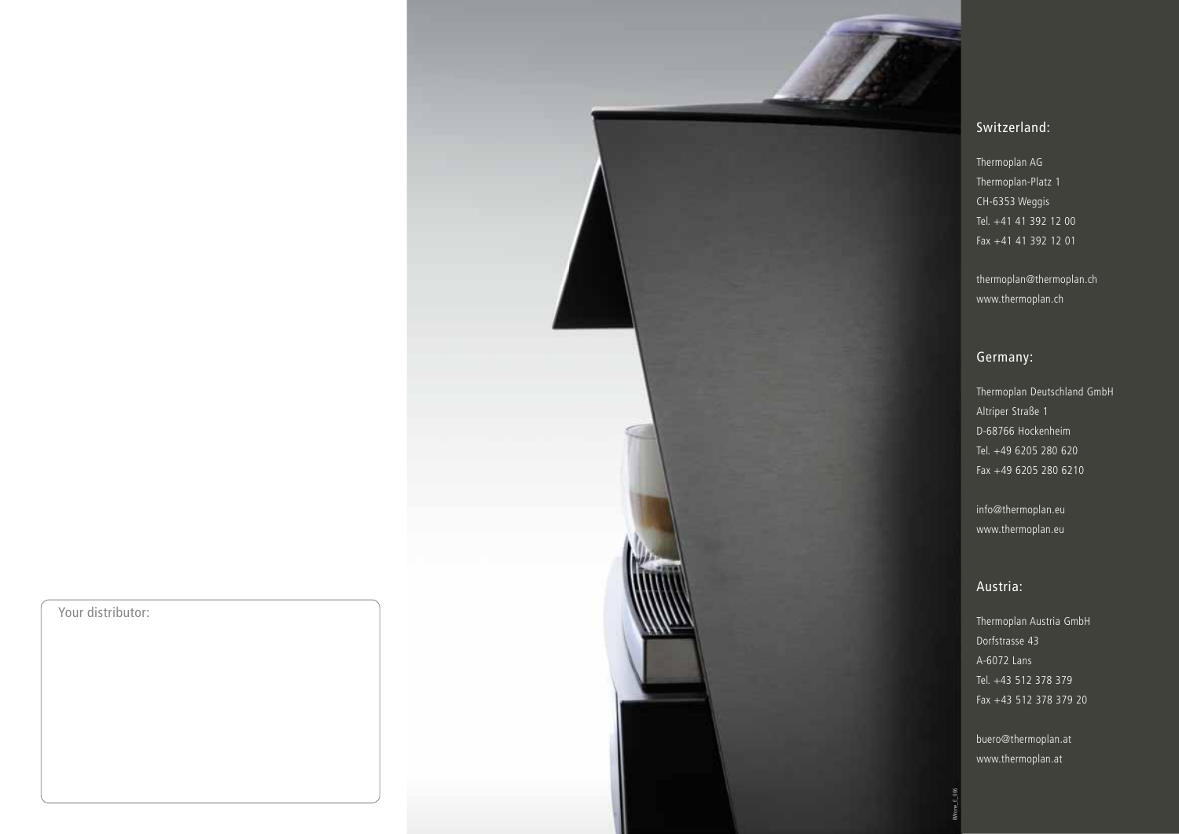Your distributor:

## Switzerland:

Thermoplan AG
Thermoplan-Platz 1
CH-6353 Weggis
Tel. +41 41 392 12 00
Fax +41 41 392 12 01

thermoplan@thermoplan.ch
www.thermoplan.ch

## Germany:

Thermoplan Deutschland GmbH
Altriper Straße 1
D-68766 Hockenheim
Tel. +49 6205 280 620
Fax +49 6205 280 6210

info@thermoplan.eu
www.thermoplan.eu

## Austria:

Thermoplan Austria GmbH
Dorfstrasse 43
A-6072 Lans
Tel. +43 512 378 379
Fax +43 512 378 379 20

buero@thermoplan.at
www.thermoplan.at